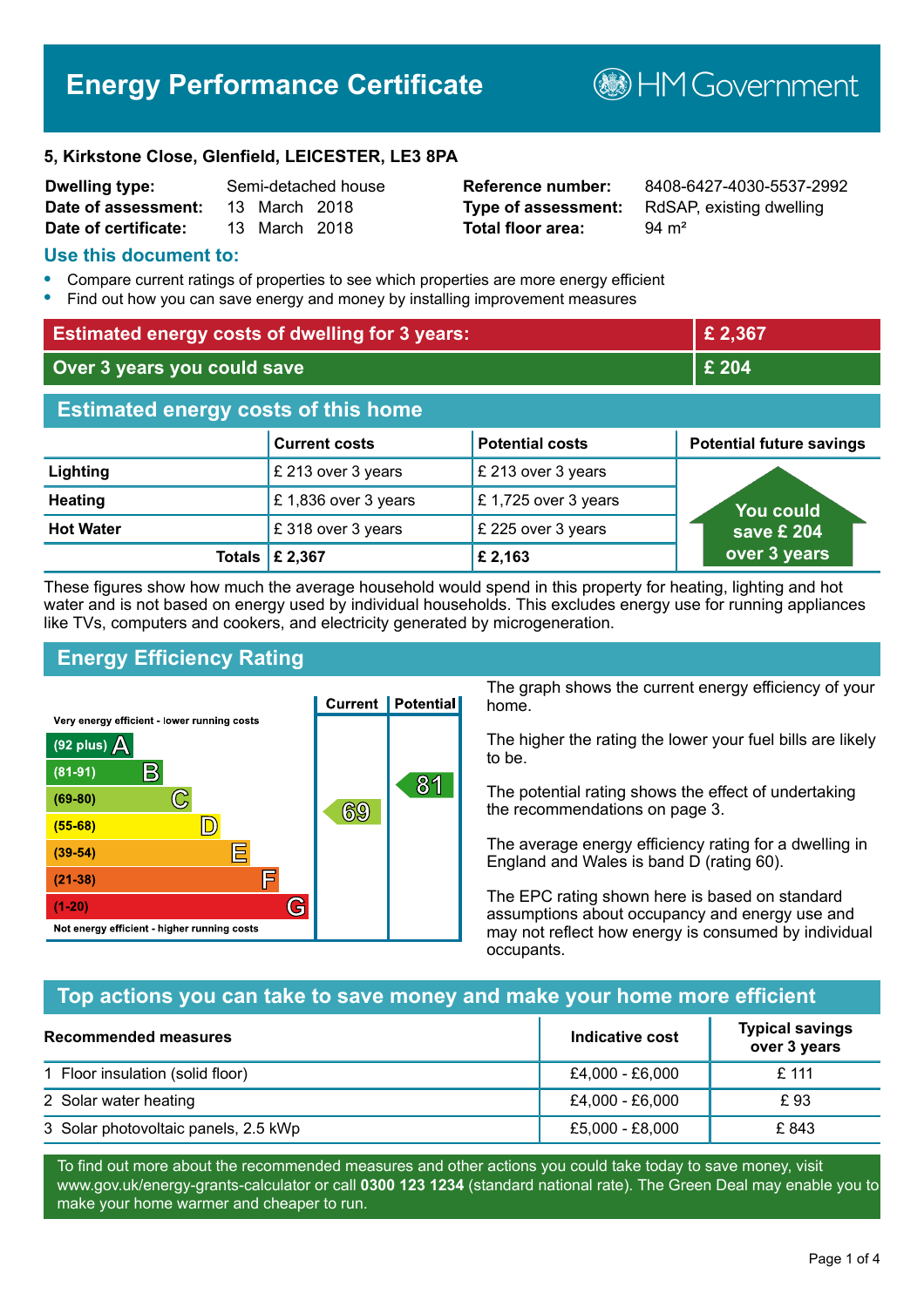# Energy Performance Certificate

HM Government

**5, Kirkstone Close, Glenfield, LEICESTER, LE3 8PA**

| | | | |
|---|---|---|---|
| **Dwelling type:** | Semi-detached house | **Reference number:** | 8408-6427-4030-5537-2992 |
| **Date of assessment:** | 13 March 2018 | **Type of assessment:** | RdSAP, existing dwelling |
| **Date of certificate:** | 13 March 2018 | **Total floor area:** | 94 m² |

## Use this document to:

- Compare current ratings of properties to see which properties are more energy efficient
- Find out how you can save energy and money by installing improvement measures

| | |
|---|---|
| **Estimated energy costs of dwelling for 3 years:** | **£ 2,367** |
| **Over 3 years you could save** | **£ 204** |

## Estimated energy costs of this home

| | Current costs | Potential costs | Potential future savings |
|---|---|---|---|
| **Lighting** | £ 213 over 3 years | £ 213 over 3 years | You could save £ 204 over 3 years |
| **Heating** | £ 1,836 over 3 years | £ 1,725 over 3 years | |
| **Hot Water** | £ 318 over 3 years | £ 225 over 3 years | |
| **Totals** | **£ 2,367** | **£ 2,163** | |

These figures show how much the average household would spend in this property for heating, lighting and hot water and is not based on energy used by individual households. This excludes energy use for running appliances like TVs, computers and cookers, and electricity generated by microgeneration.

## Energy Efficiency Rating

| Rating band | Current | Potential |
|---|---|---|
| Very energy efficient - lower running costs | | |
| (92 plus) A | | |
| (81-91) B | | 81 |
| (69-80) C | 69 | |
| (55-68) D | | |
| (39-54) E | | |
| (21-38) F | | |
| (1-20) G | | |
| Not energy efficient - higher running costs | | |

The graph shows the current energy efficiency of your home.

The higher the rating the lower your fuel bills are likely to be.

The potential rating shows the effect of undertaking the recommendations on page 3.

The average energy efficiency rating for a dwelling in England and Wales is band D (rating 60).

The EPC rating shown here is based on standard assumptions about occupancy and energy use and may not reflect how energy is consumed by individual occupants.

## Top actions you can take to save money and make your home more efficient

| Recommended measures | Indicative cost | Typical savings over 3 years |
|---|---|---|
| 1 Floor insulation (solid floor) | £4,000 - £6,000 | £ 111 |
| 2 Solar water heating | £4,000 - £6,000 | £ 93 |
| 3 Solar photovoltaic panels, 2.5 kWp | £5,000 - £8,000 | £ 843 |

To find out more about the recommended measures and other actions you could take today to save money, visit www.gov.uk/energy-grants-calculator or call **0300 123 1234** (standard national rate). The Green Deal may enable you to make your home warmer and cheaper to run.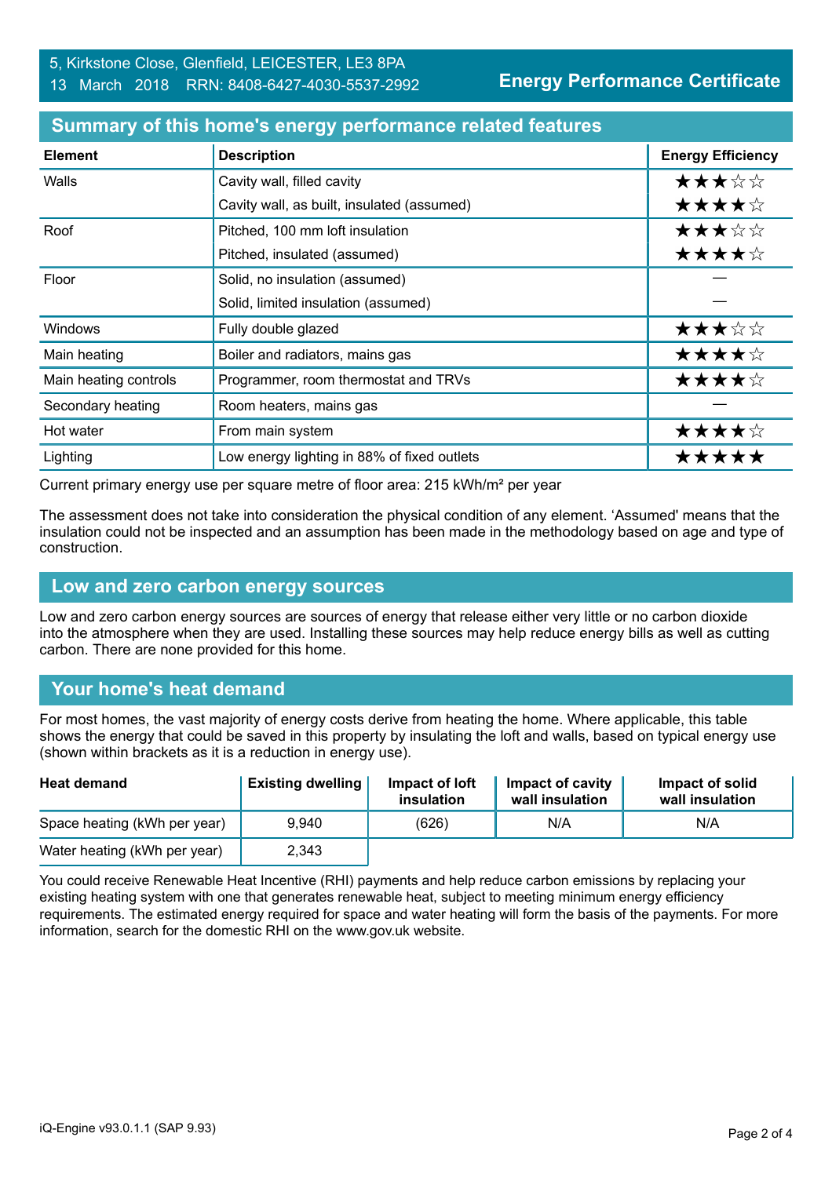5, Kirkstone Close, Glenfield, LEICESTER, LE3 8PA
13 March 2018 RRN: 8408-6427-4030-5537-2992

**Energy Performance Certificate**

## Summary of this home's energy performance related features

| Element | Description | Energy Efficiency |
|---|---|---|
| Walls | Cavity wall, filled cavity | ★★★☆☆ |
| | Cavity wall, as built, insulated (assumed) | ★★★★☆ |
| Roof | Pitched, 100 mm loft insulation | ★★★☆☆ |
| | Pitched, insulated (assumed) | ★★★★☆ |
| Floor | Solid, no insulation (assumed) | — |
| | Solid, limited insulation (assumed) | — |
| Windows | Fully double glazed | ★★★☆☆ |
| Main heating | Boiler and radiators, mains gas | ★★★★☆ |
| Main heating controls | Programmer, room thermostat and TRVs | ★★★★☆ |
| Secondary heating | Room heaters, mains gas | — |
| Hot water | From main system | ★★★★☆ |
| Lighting | Low energy lighting in 88% of fixed outlets | ★★★★★ |

Current primary energy use per square metre of floor area: 215 kWh/m² per year

The assessment does not take into consideration the physical condition of any element. 'Assumed' means that the insulation could not be inspected and an assumption has been made in the methodology based on age and type of construction.

## Low and zero carbon energy sources

Low and zero carbon energy sources are sources of energy that release either very little or no carbon dioxide into the atmosphere when they are used. Installing these sources may help reduce energy bills as well as cutting carbon. There are none provided for this home.

## Your home's heat demand

For most homes, the vast majority of energy costs derive from heating the home. Where applicable, this table shows the energy that could be saved in this property by insulating the loft and walls, based on typical energy use (shown within brackets as it is a reduction in energy use).

| Heat demand | Existing dwelling | Impact of loft insulation | Impact of cavity wall insulation | Impact of solid wall insulation |
|---|---|---|---|---|
| Space heating (kWh per year) | 9,940 | (626) | N/A | N/A |
| Water heating (kWh per year) | 2,343 | | | |

You could receive Renewable Heat Incentive (RHI) payments and help reduce carbon emissions by replacing your existing heating system with one that generates renewable heat, subject to meeting minimum energy efficiency requirements. The estimated energy required for space and water heating will form the basis of the payments. For more information, search for the domestic RHI on the www.gov.uk website.

iQ-Engine v93.0.1.1 (SAP 9.93)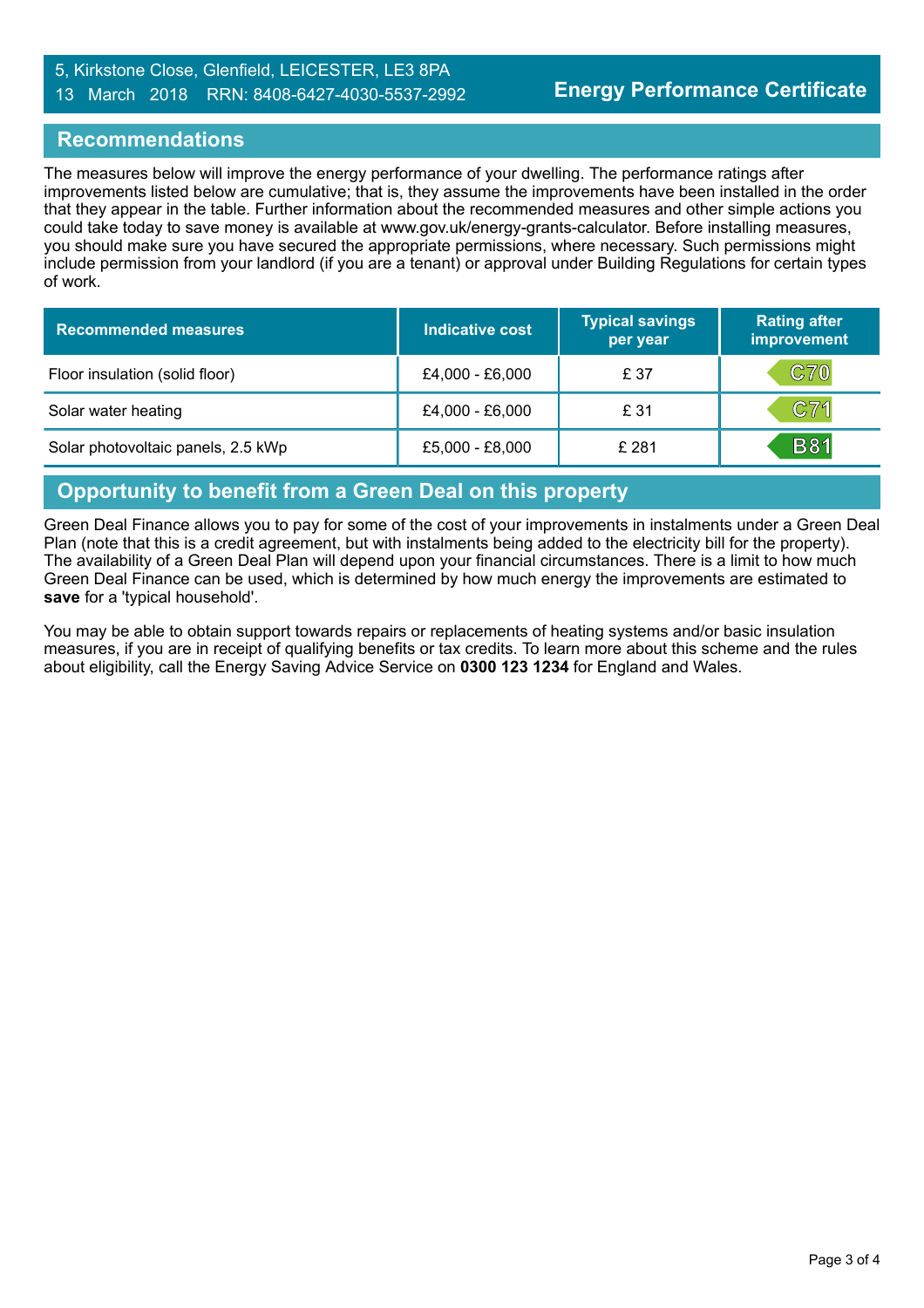5, Kirkstone Close, Glenfield, LEICESTER, LE3 8PA
13 March 2018 RRN: 8408-6427-4030-5537-2992

# Energy Performance Certificate

## Recommendations

The measures below will improve the energy performance of your dwelling. The performance ratings after improvements listed below are cumulative; that is, they assume the improvements have been installed in the order that they appear in the table. Further information about the recommended measures and other simple actions you could take today to save money is available at www.gov.uk/energy-grants-calculator. Before installing measures, you should make sure you have secured the appropriate permissions, where necessary. Such permissions might include permission from your landlord (if you are a tenant) or approval under Building Regulations for certain types of work.

| Recommended measures | Indicative cost | Typical savings per year | Rating after improvement |
|---|---|---|---|
| Floor insulation (solid floor) | £4,000 - £6,000 | £ 37 | C70 |
| Solar water heating | £4,000 - £6,000 | £ 31 | C71 |
| Solar photovoltaic panels, 2.5 kWp | £5,000 - £8,000 | £ 281 | B81 |

## Opportunity to benefit from a Green Deal on this property

Green Deal Finance allows you to pay for some of the cost of your improvements in instalments under a Green Deal Plan (note that this is a credit agreement, but with instalments being added to the electricity bill for the property). The availability of a Green Deal Plan will depend upon your financial circumstances. There is a limit to how much Green Deal Finance can be used, which is determined by how much energy the improvements are estimated to **save** for a 'typical household'.

You may be able to obtain support towards repairs or replacements of heating systems and/or basic insulation measures, if you are in receipt of qualifying benefits or tax credits. To learn more about this scheme and the rules about eligibility, call the Energy Saving Advice Service on **0300 123 1234** for England and Wales.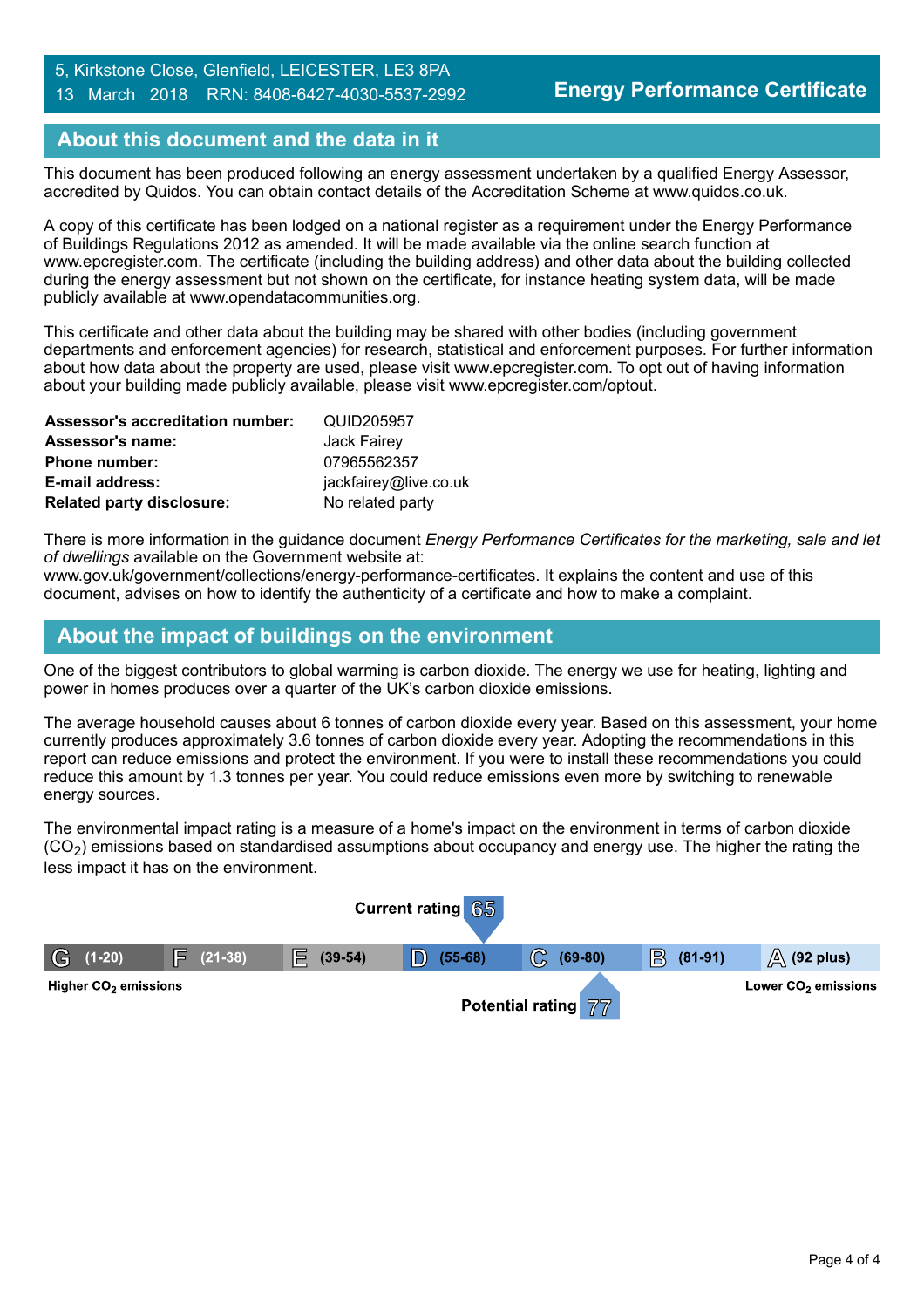5, Kirkstone Close, Glenfield, LEICESTER, LE3 8PA
13 March 2018 RRN: 8408-6427-4030-5537-2992

**Energy Performance Certificate**

## About this document and the data in it

This document has been produced following an energy assessment undertaken by a qualified Energy Assessor, accredited by Quidos. You can obtain contact details of the Accreditation Scheme at www.quidos.co.uk.

A copy of this certificate has been lodged on a national register as a requirement under the Energy Performance of Buildings Regulations 2012 as amended. It will be made available via the online search function at www.epcregister.com. The certificate (including the building address) and other data about the building collected during the energy assessment but not shown on the certificate, for instance heating system data, will be made publicly available at www.opendatacommunities.org.

This certificate and other data about the building may be shared with other bodies (including government departments and enforcement agencies) for research, statistical and enforcement purposes. For further information about how data about the property are used, please visit www.epcregister.com. To opt out of having information about your building made publicly available, please visit www.epcregister.com/optout.

| | |
|---|---|
| **Assessor's accreditation number:** | QUID205957 |
| **Assessor's name:** | Jack Fairey |
| **Phone number:** | 07965562357 |
| **E-mail address:** | jackfairey@live.co.uk |
| **Related party disclosure:** | No related party |

There is more information in the guidance document *Energy Performance Certificates for the marketing, sale and let of dwellings* available on the Government website at: www.gov.uk/government/collections/energy-performance-certificates. It explains the content and use of this document, advises on how to identify the authenticity of a certificate and how to make a complaint.

## About the impact of buildings on the environment

One of the biggest contributors to global warming is carbon dioxide. The energy we use for heating, lighting and power in homes produces over a quarter of the UK's carbon dioxide emissions.

The average household causes about 6 tonnes of carbon dioxide every year. Based on this assessment, your home currently produces approximately 3.6 tonnes of carbon dioxide every year. Adopting the recommendations in this report can reduce emissions and protect the environment. If you were to install these recommendations you could reduce this amount by 1.3 tonnes per year. You could reduce emissions even more by switching to renewable energy sources.

The environmental impact rating is a measure of a home's impact on the environment in terms of carbon dioxide ($CO_2$) emissions based on standardised assumptions about occupancy and energy use. The higher the rating the less impact it has on the environment.

Current rating 65

G (1-20) F (21-38) E (39-54) D (55-68) C (69-80) B (81-91) A (92 plus)

Higher $CO_2$ emissions

Lower $CO_2$ emissions

Potential rating 77